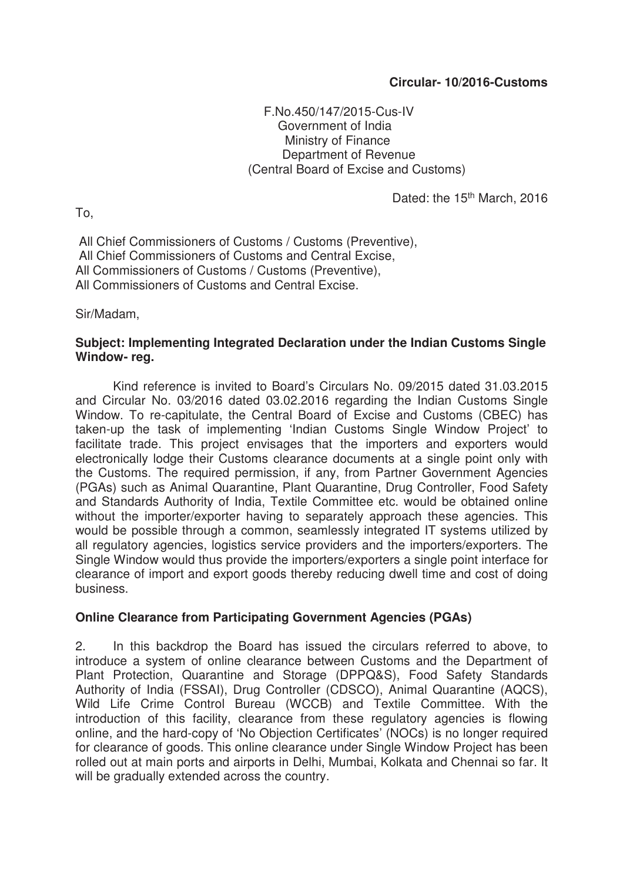**Circular- 10/2016-Customs**

F.No.450/147/2015-Cus-IV
Government of India
Ministry of Finance
Department of Revenue
(Central Board of Excise and Customs)

Dated: the 15th March, 2016

To,

All Chief Commissioners of Customs / Customs (Preventive),
All Chief Commissioners of Customs and Central Excise,
All Commissioners of Customs / Customs (Preventive),
All Commissioners of Customs and Central Excise.

Sir/Madam,

**Subject: Implementing Integrated Declaration under the Indian Customs Single Window- reg.**

Kind reference is invited to Board's Circulars No. 09/2015 dated 31.03.2015 and Circular No. 03/2016 dated 03.02.2016 regarding the Indian Customs Single Window. To re-capitulate, the Central Board of Excise and Customs (CBEC) has taken-up the task of implementing 'Indian Customs Single Window Project' to facilitate trade. This project envisages that the importers and exporters would electronically lodge their Customs clearance documents at a single point only with the Customs. The required permission, if any, from Partner Government Agencies (PGAs) such as Animal Quarantine, Plant Quarantine, Drug Controller, Food Safety and Standards Authority of India, Textile Committee etc. would be obtained online without the importer/exporter having to separately approach these agencies. This would be possible through a common, seamlessly integrated IT systems utilized by all regulatory agencies, logistics service providers and the importers/exporters. The Single Window would thus provide the importers/exporters a single point interface for clearance of import and export goods thereby reducing dwell time and cost of doing business.

**Online Clearance from Participating Government Agencies (PGAs)**

2. In this backdrop the Board has issued the circulars referred to above, to introduce a system of online clearance between Customs and the Department of Plant Protection, Quarantine and Storage (DPPQ&S), Food Safety Standards Authority of India (FSSAI), Drug Controller (CDSCO), Animal Quarantine (AQCS), Wild Life Crime Control Bureau (WCCB) and Textile Committee. With the introduction of this facility, clearance from these regulatory agencies is flowing online, and the hard-copy of 'No Objection Certificates' (NOCs) is no longer required for clearance of goods. This online clearance under Single Window Project has been rolled out at main ports and airports in Delhi, Mumbai, Kolkata and Chennai so far. It will be gradually extended across the country.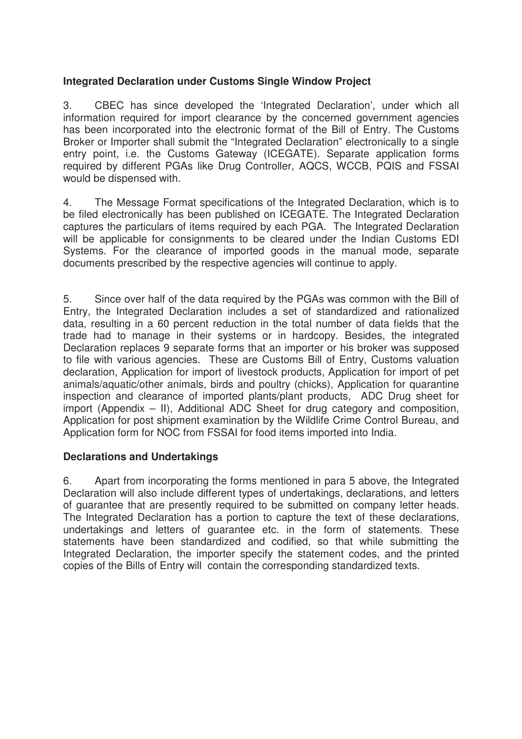**Integrated Declaration under Customs Single Window Project**

3. CBEC has since developed the 'Integrated Declaration', under which all information required for import clearance by the concerned government agencies has been incorporated into the electronic format of the Bill of Entry. The Customs Broker or Importer shall submit the "Integrated Declaration" electronically to a single entry point, i.e. the Customs Gateway (ICEGATE). Separate application forms required by different PGAs like Drug Controller, AQCS, WCCB, PQIS and FSSAI would be dispensed with.

4. The Message Format specifications of the Integrated Declaration, which is to be filed electronically has been published on ICEGATE. The Integrated Declaration captures the particulars of items required by each PGA. The Integrated Declaration will be applicable for consignments to be cleared under the Indian Customs EDI Systems. For the clearance of imported goods in the manual mode, separate documents prescribed by the respective agencies will continue to apply.

5. Since over half of the data required by the PGAs was common with the Bill of Entry, the Integrated Declaration includes a set of standardized and rationalized data, resulting in a 60 percent reduction in the total number of data fields that the trade had to manage in their systems or in hardcopy. Besides, the integrated Declaration replaces 9 separate forms that an importer or his broker was supposed to file with various agencies. These are Customs Bill of Entry, Customs valuation declaration, Application for import of livestock products, Application for import of pet animals/aquatic/other animals, birds and poultry (chicks), Application for quarantine inspection and clearance of imported plants/plant products, ADC Drug sheet for import (Appendix – II), Additional ADC Sheet for drug category and composition, Application for post shipment examination by the Wildlife Crime Control Bureau, and Application form for NOC from FSSAI for food items imported into India.

**Declarations and Undertakings**

6. Apart from incorporating the forms mentioned in para 5 above, the Integrated Declaration will also include different types of undertakings, declarations, and letters of guarantee that are presently required to be submitted on company letter heads. The Integrated Declaration has a portion to capture the text of these declarations, undertakings and letters of guarantee etc. in the form of statements. These statements have been standardized and codified, so that while submitting the Integrated Declaration, the importer specify the statement codes, and the printed copies of the Bills of Entry will contain the corresponding standardized texts.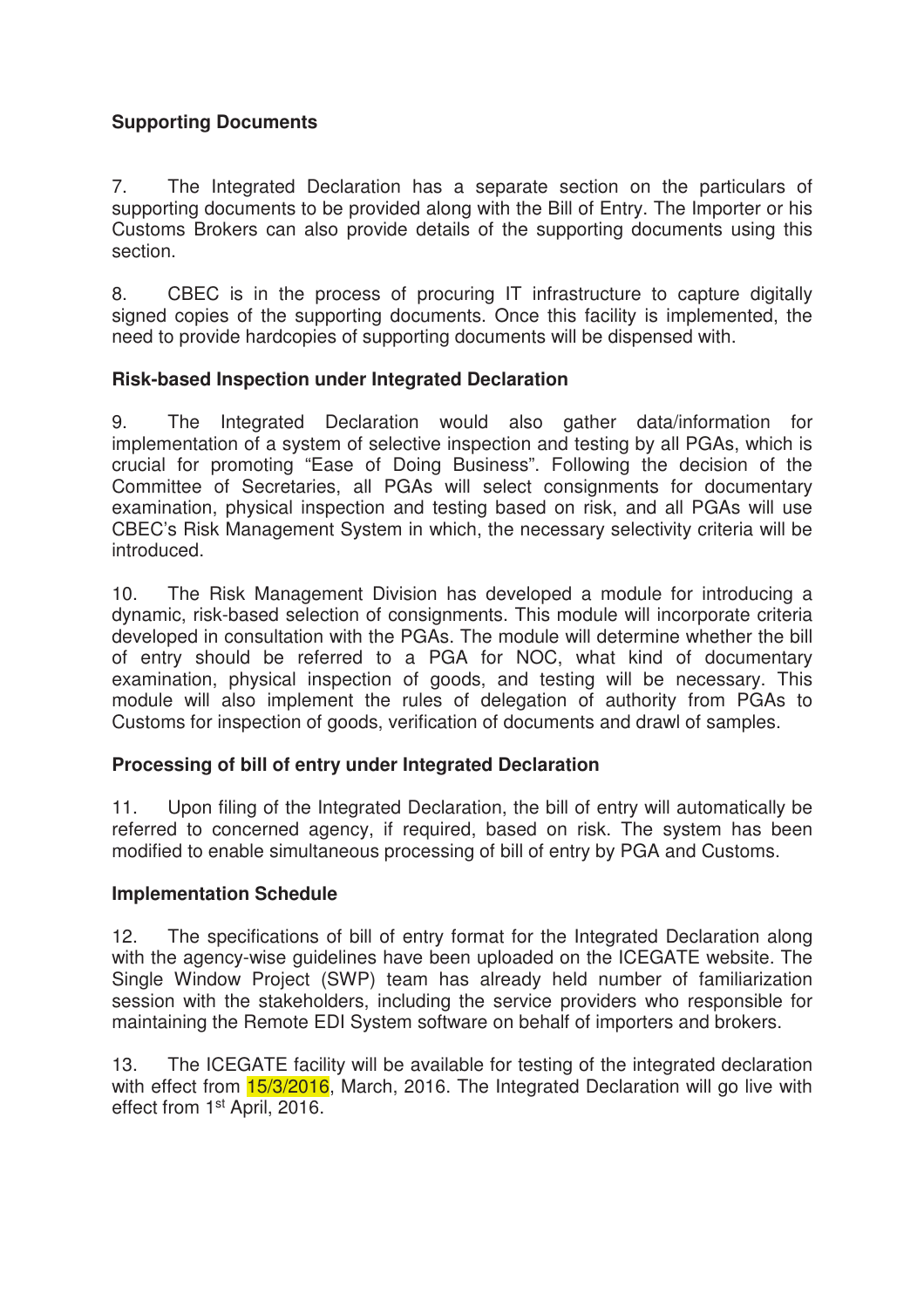**Supporting Documents**

7. The Integrated Declaration has a separate section on the particulars of supporting documents to be provided along with the Bill of Entry. The Importer or his Customs Brokers can also provide details of the supporting documents using this section.

8. CBEC is in the process of procuring IT infrastructure to capture digitally signed copies of the supporting documents. Once this facility is implemented, the need to provide hardcopies of supporting documents will be dispensed with.

**Risk-based Inspection under Integrated Declaration**

9. The Integrated Declaration would also gather data/information for implementation of a system of selective inspection and testing by all PGAs, which is crucial for promoting "Ease of Doing Business". Following the decision of the Committee of Secretaries, all PGAs will select consignments for documentary examination, physical inspection and testing based on risk, and all PGAs will use CBEC's Risk Management System in which, the necessary selectivity criteria will be introduced.

10. The Risk Management Division has developed a module for introducing a dynamic, risk-based selection of consignments. This module will incorporate criteria developed in consultation with the PGAs. The module will determine whether the bill of entry should be referred to a PGA for NOC, what kind of documentary examination, physical inspection of goods, and testing will be necessary. This module will also implement the rules of delegation of authority from PGAs to Customs for inspection of goods, verification of documents and drawl of samples.

**Processing of bill of entry under Integrated Declaration**

11. Upon filing of the Integrated Declaration, the bill of entry will automatically be referred to concerned agency, if required, based on risk. The system has been modified to enable simultaneous processing of bill of entry by PGA and Customs.

**Implementation Schedule**

12. The specifications of bill of entry format for the Integrated Declaration along with the agency-wise guidelines have been uploaded on the ICEGATE website. The Single Window Project (SWP) team has already held number of familiarization session with the stakeholders, including the service providers who responsible for maintaining the Remote EDI System software on behalf of importers and brokers.

13. The ICEGATE facility will be available for testing of the integrated declaration with effect from 15/3/2016, March, 2016. The Integrated Declaration will go live with effect from 1st April, 2016.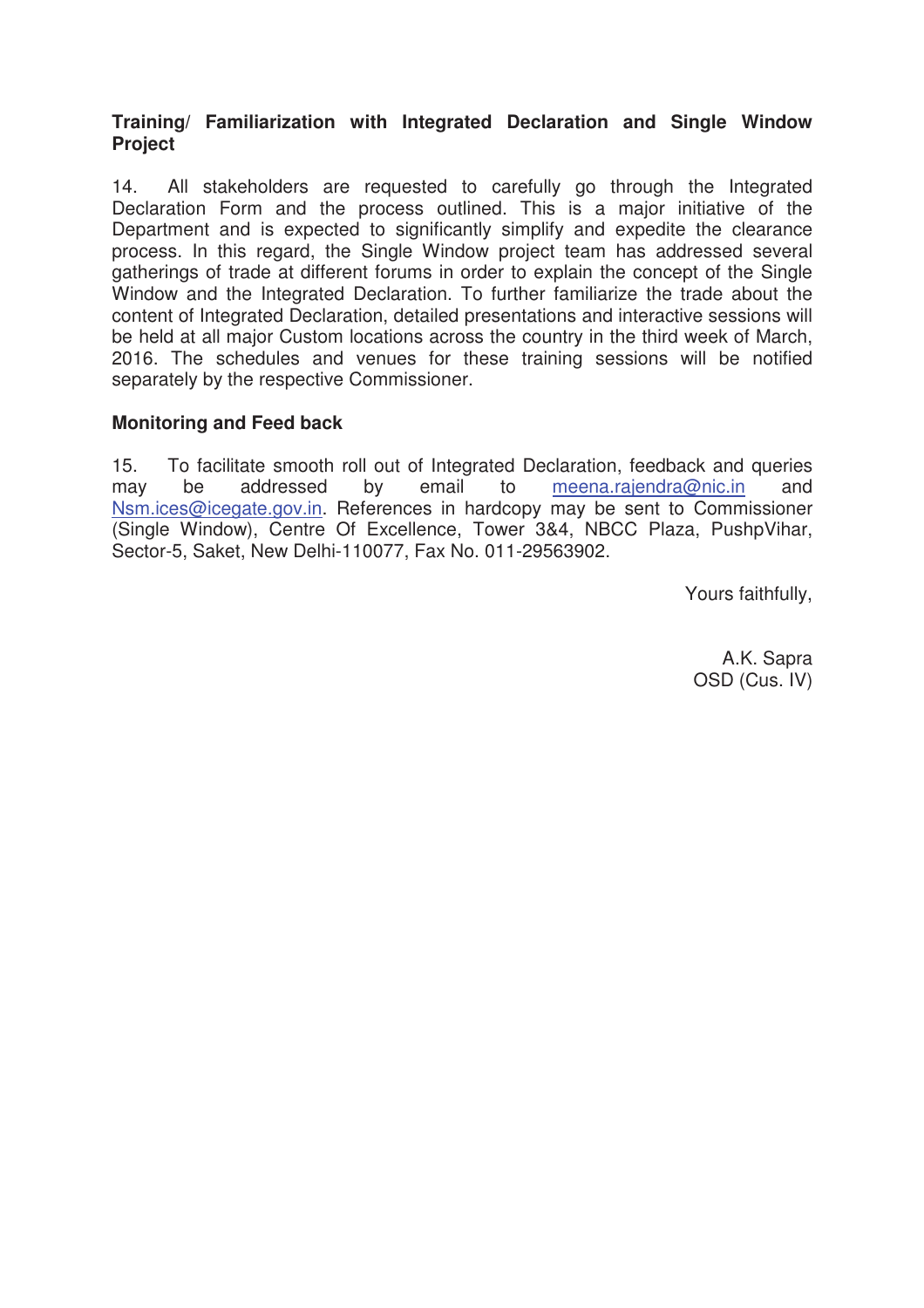**Training/ Familiarization with Integrated Declaration and Single Window Project**

14. All stakeholders are requested to carefully go through the Integrated Declaration Form and the process outlined. This is a major initiative of the Department and is expected to significantly simplify and expedite the clearance process. In this regard, the Single Window project team has addressed several gatherings of trade at different forums in order to explain the concept of the Single Window and the Integrated Declaration. To further familiarize the trade about the content of Integrated Declaration, detailed presentations and interactive sessions will be held at all major Custom locations across the country in the third week of March, 2016. The schedules and venues for these training sessions will be notified separately by the respective Commissioner.

**Monitoring and Feed back**

15. To facilitate smooth roll out of Integrated Declaration, feedback and queries may be addressed by email to meena.rajendra@nic.in and Nsm.ices@icegate.gov.in. References in hardcopy may be sent to Commissioner (Single Window), Centre Of Excellence, Tower 3&4, NBCC Plaza, PushpVihar, Sector-5, Saket, New Delhi-110077, Fax No. 011-29563902.

Yours faithfully,

A.K. Sapra
OSD (Cus. IV)